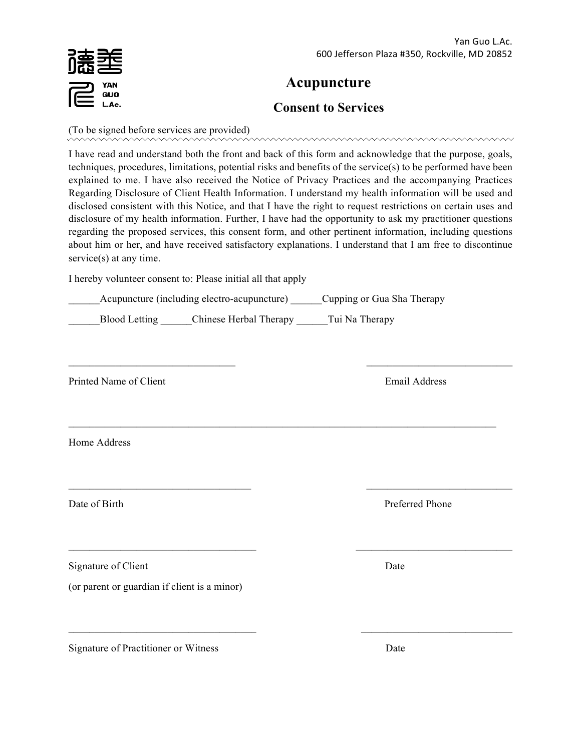Yan Guo L.Ac.
600 Jefferson Plaza #350, Rockville, MD 20852

YAN GUO L.Ac.

# Acupuncture

## Consent to Services

(To be signed before services are provided)

I have read and understand both the front and back of this form and acknowledge that the purpose, goals, techniques, procedures, limitations, potential risks and benefits of the service(s) to be performed have been explained to me. I have also received the Notice of Privacy Practices and the accompanying Practices Regarding Disclosure of Client Health Information. I understand my health information will be used and disclosed consistent with this Notice, and that I have the right to request restrictions on certain uses and disclosure of my health information. Further, I have had the opportunity to ask my practitioner questions regarding the proposed services, this consent form, and other pertinent information, including questions about him or her, and have received satisfactory explanations. I understand that I am free to discontinue service(s) at any time.

I hereby volunteer consent to: Please initial all that apply

______Acupuncture (including electro-acupuncture) ______Cupping or Gua Sha Therapy

______Blood Letting ______Chinese Herbal Therapy ______Tui Na Therapy

________________________________ ____________________________

Printed Name of Client Email Address

____________________________________________________________________________________

Home Address

___________________________________ ____________________________

Date of Birth Preferred Phone

___________________________________ ______________________________

Signature of Client Date

(or parent or guardian if client is a minor)

___________________________________ ______________________________

Signature of Practitioner or Witness Date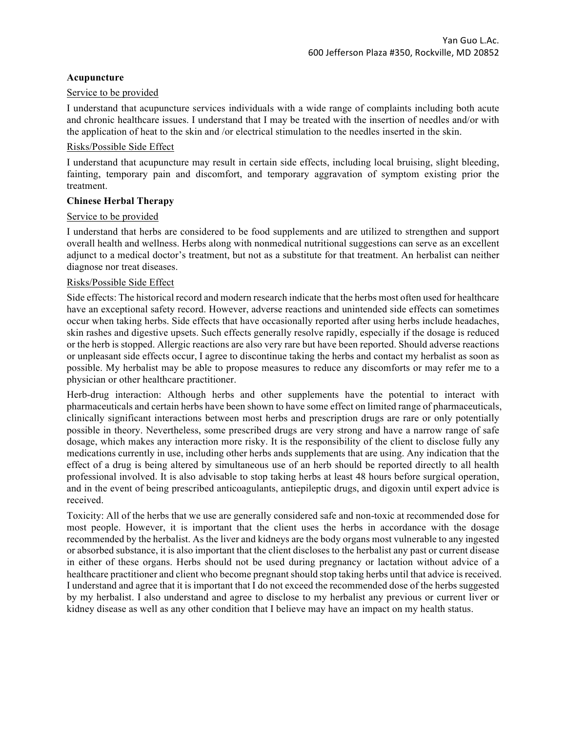Yan Guo L.Ac.
600 Jefferson Plaza #350, Rockville, MD 20852

**Acupuncture**

Service to be provided

I understand that acupuncture services individuals with a wide range of complaints including both acute and chronic healthcare issues. I understand that I may be treated with the insertion of needles and/or with the application of heat to the skin and /or electrical stimulation to the needles inserted in the skin.

Risks/Possible Side Effect

I understand that acupuncture may result in certain side effects, including local bruising, slight bleeding, fainting, temporary pain and discomfort, and temporary aggravation of symptom existing prior the treatment.

**Chinese Herbal Therapy**

Service to be provided

I understand that herbs are considered to be food supplements and are utilized to strengthen and support overall health and wellness. Herbs along with nonmedical nutritional suggestions can serve as an excellent adjunct to a medical doctor's treatment, but not as a substitute for that treatment. An herbalist can neither diagnose nor treat diseases.

Risks/Possible Side Effect

Side effects: The historical record and modern research indicate that the herbs most often used for healthcare have an exceptional safety record. However, adverse reactions and unintended side effects can sometimes occur when taking herbs. Side effects that have occasionally reported after using herbs include headaches, skin rashes and digestive upsets. Such effects generally resolve rapidly, especially if the dosage is reduced or the herb is stopped. Allergic reactions are also very rare but have been reported. Should adverse reactions or unpleasant side effects occur, I agree to discontinue taking the herbs and contact my herbalist as soon as possible. My herbalist may be able to propose measures to reduce any discomforts or may refer me to a physician or other healthcare practitioner.

Herb-drug interaction: Although herbs and other supplements have the potential to interact with pharmaceuticals and certain herbs have been shown to have some effect on limited range of pharmaceuticals, clinically significant interactions between most herbs and prescription drugs are rare or only potentially possible in theory. Nevertheless, some prescribed drugs are very strong and have a narrow range of safe dosage, which makes any interaction more risky. It is the responsibility of the client to disclose fully any medications currently in use, including other herbs ands supplements that are using. Any indication that the effect of a drug is being altered by simultaneous use of an herb should be reported directly to all health professional involved. It is also advisable to stop taking herbs at least 48 hours before surgical operation, and in the event of being prescribed anticoagulants, antiepileptic drugs, and digoxin until expert advice is received.

Toxicity: All of the herbs that we use are generally considered safe and non-toxic at recommended dose for most people. However, it is important that the client uses the herbs in accordance with the dosage recommended by the herbalist. As the liver and kidneys are the body organs most vulnerable to any ingested or absorbed substance, it is also important that the client discloses to the herbalist any past or current disease in either of these organs. Herbs should not be used during pregnancy or lactation without advice of a healthcare practitioner and client who become pregnant should stop taking herbs until that advice is received. I understand and agree that it is important that I do not exceed the recommended dose of the herbs suggested by my herbalist. I also understand and agree to disclose to my herbalist any previous or current liver or kidney disease as well as any other condition that I believe may have an impact on my health status.